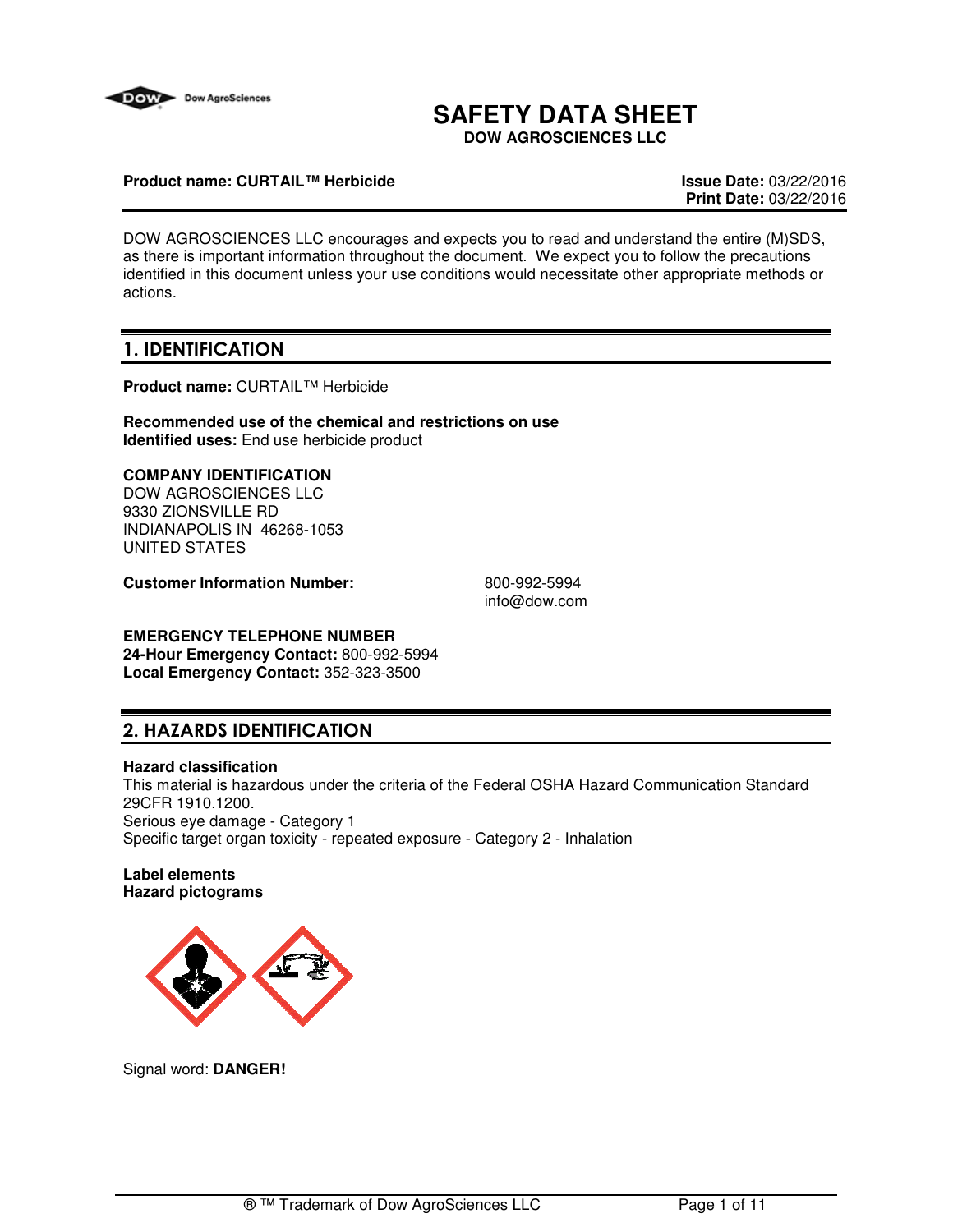# SAFETY DATA SHEET

**DOW AGROSCIENCES LLC**

**Product name: CURTAIL™ Herbicide**

**Issue Date:** 03/22/2016
**Print Date:** 03/22/2016

DOW AGROSCIENCES LLC encourages and expects you to read and understand the entire (M)SDS, as there is important information throughout the document. We expect you to follow the precautions identified in this document unless your use conditions would necessitate other appropriate methods or actions.

## 1. IDENTIFICATION

**Product name:** CURTAIL™ Herbicide

**Recommended use of the chemical and restrictions on use**
**Identified uses:** End use herbicide product

**COMPANY IDENTIFICATION**
DOW AGROSCIENCES LLC
9330 ZIONSVILLE RD
INDIANAPOLIS IN 46268-1053
UNITED STATES

**Customer Information Number:** 800-992-5994
info@dow.com

**EMERGENCY TELEPHONE NUMBER**
**24-Hour Emergency Contact:** 800-992-5994
**Local Emergency Contact:** 352-323-3500

## 2. HAZARDS IDENTIFICATION

**Hazard classification**
This material is hazardous under the criteria of the Federal OSHA Hazard Communication Standard 29CFR 1910.1200.
Serious eye damage - Category 1
Specific target organ toxicity - repeated exposure - Category 2 - Inhalation

**Label elements**
**Hazard pictograms**

Signal word: **DANGER!**

® ™ Trademark of Dow AgroSciences LLC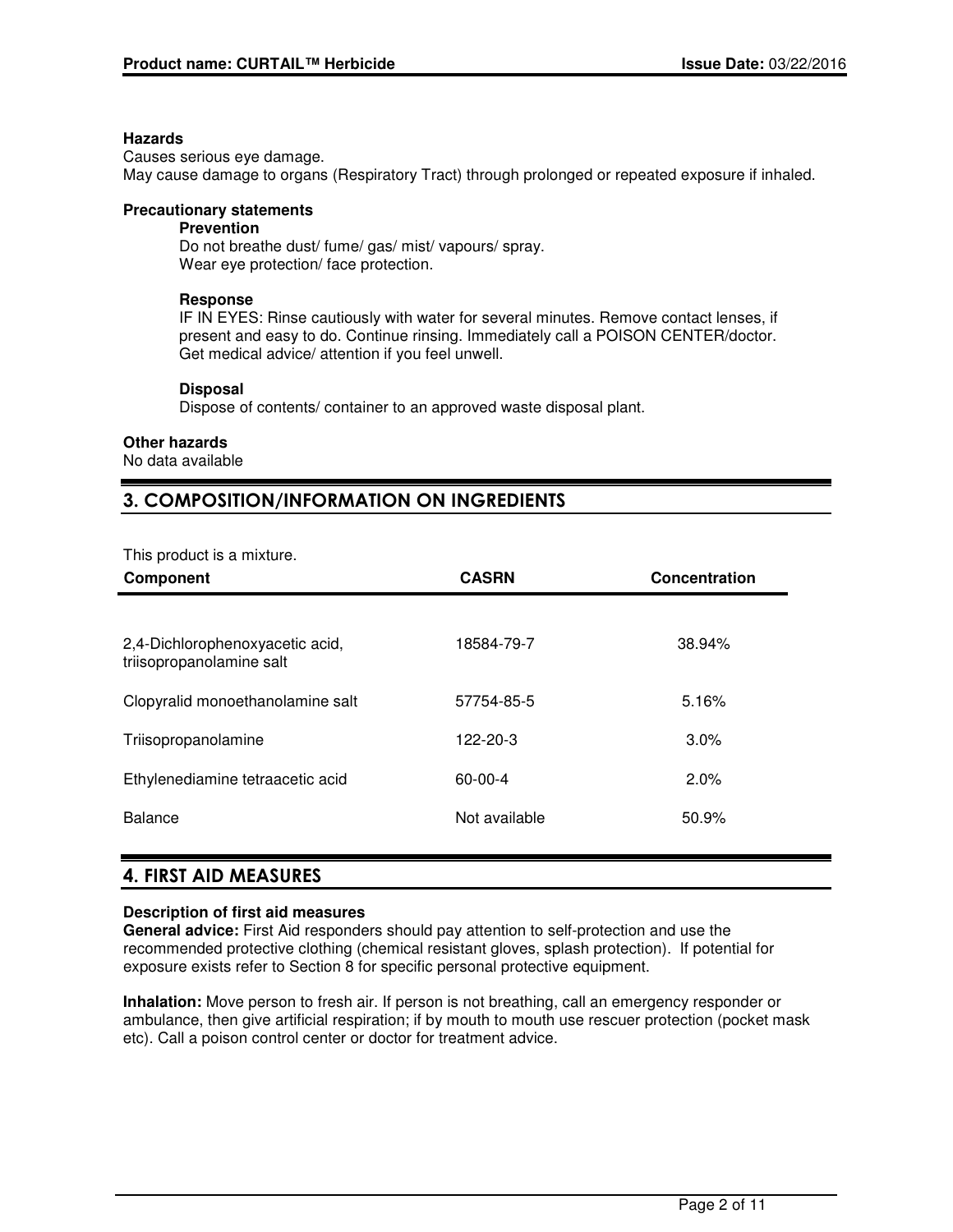**Hazards**

Causes serious eye damage.
May cause damage to organs (Respiratory Tract) through prolonged or repeated exposure if inhaled.

**Precautionary statements**

**Prevention**

Do not breathe dust/ fume/ gas/ mist/ vapours/ spray.
Wear eye protection/ face protection.

**Response**

IF IN EYES: Rinse cautiously with water for several minutes. Remove contact lenses, if present and easy to do. Continue rinsing. Immediately call a POISON CENTER/doctor.
Get medical advice/ attention if you feel unwell.

**Disposal**

Dispose of contents/ container to an approved waste disposal plant.

**Other hazards**

No data available

## 3. COMPOSITION/INFORMATION ON INGREDIENTS

This product is a mixture.

| Component | CASRN | Concentration |
|---|---|---|
| 2,4-Dichlorophenoxyacetic acid, triisopropanolamine salt | 18584-79-7 | 38.94% |
| Clopyralid monoethanolamine salt | 57754-85-5 | 5.16% |
| Triisopropanolamine | 122-20-3 | 3.0% |
| Ethylenediamine tetraacetic acid | 60-00-4 | 2.0% |
| Balance | Not available | 50.9% |

## 4. FIRST AID MEASURES

**Description of first aid measures**

**General advice:** First Aid responders should pay attention to self-protection and use the recommended protective clothing (chemical resistant gloves, splash protection). If potential for exposure exists refer to Section 8 for specific personal protective equipment.

**Inhalation:** Move person to fresh air. If person is not breathing, call an emergency responder or ambulance, then give artificial respiration; if by mouth to mouth use rescuer protection (pocket mask etc). Call a poison control center or doctor for treatment advice.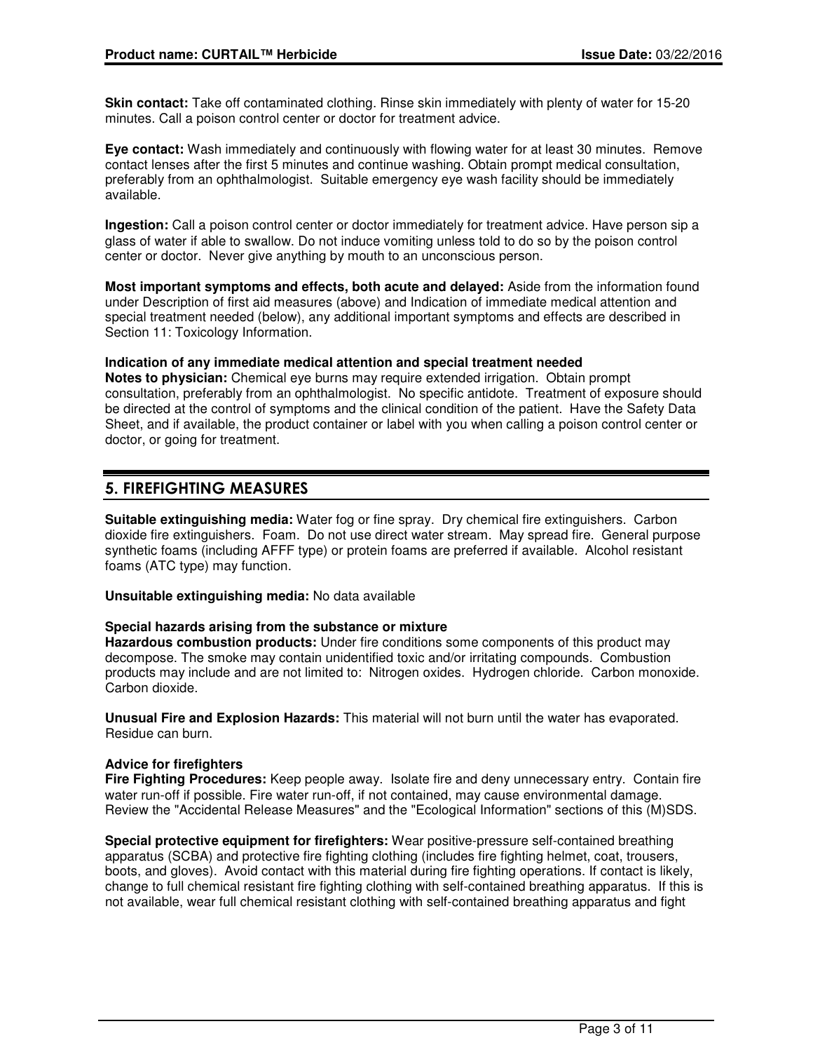**Skin contact:** Take off contaminated clothing. Rinse skin immediately with plenty of water for 15-20 minutes. Call a poison control center or doctor for treatment advice.

**Eye contact:** Wash immediately and continuously with flowing water for at least 30 minutes. Remove contact lenses after the first 5 minutes and continue washing. Obtain prompt medical consultation, preferably from an ophthalmologist. Suitable emergency eye wash facility should be immediately available.

**Ingestion:** Call a poison control center or doctor immediately for treatment advice. Have person sip a glass of water if able to swallow. Do not induce vomiting unless told to do so by the poison control center or doctor. Never give anything by mouth to an unconscious person.

**Most important symptoms and effects, both acute and delayed:** Aside from the information found under Description of first aid measures (above) and Indication of immediate medical attention and special treatment needed (below), any additional important symptoms and effects are described in Section 11: Toxicology Information.

**Indication of any immediate medical attention and special treatment needed**
**Notes to physician:** Chemical eye burns may require extended irrigation. Obtain prompt consultation, preferably from an ophthalmologist. No specific antidote. Treatment of exposure should be directed at the control of symptoms and the clinical condition of the patient. Have the Safety Data Sheet, and if available, the product container or label with you when calling a poison control center or doctor, or going for treatment.

## 5. FIREFIGHTING MEASURES

**Suitable extinguishing media:** Water fog or fine spray. Dry chemical fire extinguishers. Carbon dioxide fire extinguishers. Foam. Do not use direct water stream. May spread fire. General purpose synthetic foams (including AFFF type) or protein foams are preferred if available. Alcohol resistant foams (ATC type) may function.

**Unsuitable extinguishing media:** No data available

**Special hazards arising from the substance or mixture**
**Hazardous combustion products:** Under fire conditions some components of this product may decompose. The smoke may contain unidentified toxic and/or irritating compounds. Combustion products may include and are not limited to: Nitrogen oxides. Hydrogen chloride. Carbon monoxide. Carbon dioxide.

**Unusual Fire and Explosion Hazards:** This material will not burn until the water has evaporated. Residue can burn.

**Advice for firefighters**
**Fire Fighting Procedures:** Keep people away. Isolate fire and deny unnecessary entry. Contain fire water run-off if possible. Fire water run-off, if not contained, may cause environmental damage. Review the "Accidental Release Measures" and the "Ecological Information" sections of this (M)SDS.

**Special protective equipment for firefighters:** Wear positive-pressure self-contained breathing apparatus (SCBA) and protective fire fighting clothing (includes fire fighting helmet, coat, trousers, boots, and gloves). Avoid contact with this material during fire fighting operations. If contact is likely, change to full chemical resistant fire fighting clothing with self-contained breathing apparatus. If this is not available, wear full chemical resistant clothing with self-contained breathing apparatus and fight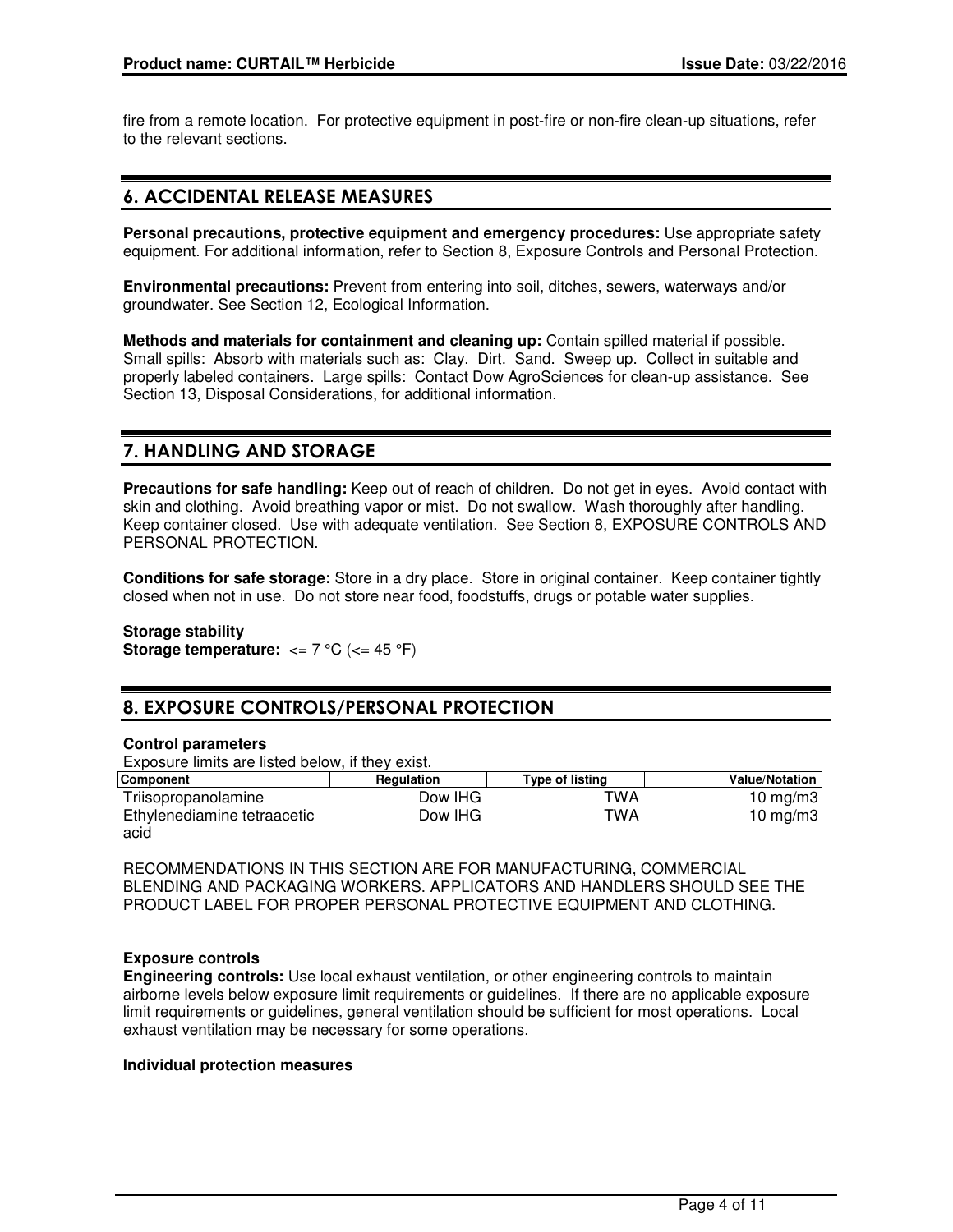fire from a remote location. For protective equipment in post-fire or non-fire clean-up situations, refer to the relevant sections.

## 6. ACCIDENTAL RELEASE MEASURES

**Personal precautions, protective equipment and emergency procedures:** Use appropriate safety equipment. For additional information, refer to Section 8, Exposure Controls and Personal Protection.

**Environmental precautions:** Prevent from entering into soil, ditches, sewers, waterways and/or groundwater. See Section 12, Ecological Information.

**Methods and materials for containment and cleaning up:** Contain spilled material if possible. Small spills: Absorb with materials such as: Clay. Dirt. Sand. Sweep up. Collect in suitable and properly labeled containers. Large spills: Contact Dow AgroSciences for clean-up assistance. See Section 13, Disposal Considerations, for additional information.

## 7. HANDLING AND STORAGE

**Precautions for safe handling:** Keep out of reach of children. Do not get in eyes. Avoid contact with skin and clothing. Avoid breathing vapor or mist. Do not swallow. Wash thoroughly after handling. Keep container closed. Use with adequate ventilation. See Section 8, EXPOSURE CONTROLS AND PERSONAL PROTECTION.

**Conditions for safe storage:** Store in a dry place. Store in original container. Keep container tightly closed when not in use. Do not store near food, foodstuffs, drugs or potable water supplies.

**Storage stability**
**Storage temperature:** <= 7 °C (<= 45 °F)

## 8. EXPOSURE CONTROLS/PERSONAL PROTECTION

**Control parameters**
Exposure limits are listed below, if they exist.

| Component | Regulation | Type of listing | Value/Notation |
|---|---|---|---|
| Triisopropanolamine | Dow IHG | TWA | 10 mg/m3 |
| Ethylenediamine tetraacetic acid | Dow IHG | TWA | 10 mg/m3 |

RECOMMENDATIONS IN THIS SECTION ARE FOR MANUFACTURING, COMMERCIAL BLENDING AND PACKAGING WORKERS. APPLICATORS AND HANDLERS SHOULD SEE THE PRODUCT LABEL FOR PROPER PERSONAL PROTECTIVE EQUIPMENT AND CLOTHING.

**Exposure controls**
**Engineering controls:** Use local exhaust ventilation, or other engineering controls to maintain airborne levels below exposure limit requirements or guidelines. If there are no applicable exposure limit requirements or guidelines, general ventilation should be sufficient for most operations. Local exhaust ventilation may be necessary for some operations.

**Individual protection measures**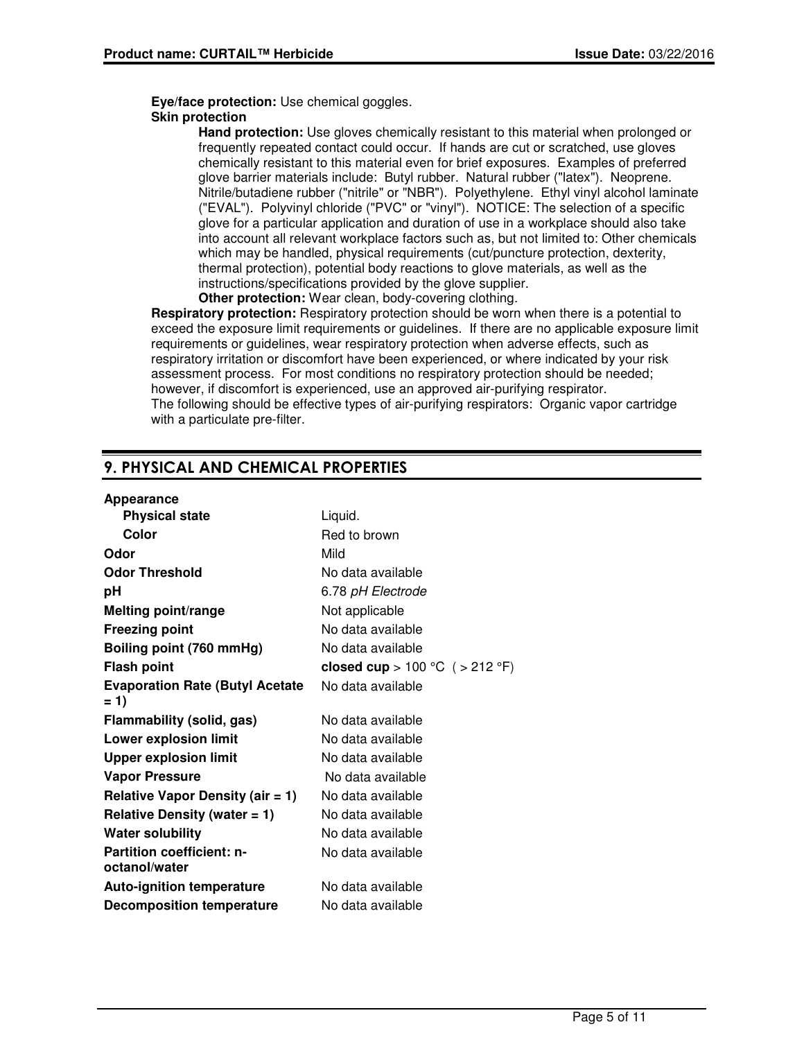**Eye/face protection:** Use chemical goggles.

**Skin protection**

**Hand protection:** Use gloves chemically resistant to this material when prolonged or frequently repeated contact could occur. If hands are cut or scratched, use gloves chemically resistant to this material even for brief exposures. Examples of preferred glove barrier materials include: Butyl rubber. Natural rubber ("latex"). Neoprene. Nitrile/butadiene rubber ("nitrile" or "NBR"). Polyethylene. Ethyl vinyl alcohol laminate ("EVAL"). Polyvinyl chloride ("PVC" or "vinyl"). NOTICE: The selection of a specific glove for a particular application and duration of use in a workplace should also take into account all relevant workplace factors such as, but not limited to: Other chemicals which may be handled, physical requirements (cut/puncture protection, dexterity, thermal protection), potential body reactions to glove materials, as well as the instructions/specifications provided by the glove supplier.

**Other protection:** Wear clean, body-covering clothing.

**Respiratory protection:** Respiratory protection should be worn when there is a potential to exceed the exposure limit requirements or guidelines. If there are no applicable exposure limit requirements or guidelines, wear respiratory protection when adverse effects, such as respiratory irritation or discomfort have been experienced, or where indicated by your risk assessment process. For most conditions no respiratory protection should be needed; however, if discomfort is experienced, use an approved air-purifying respirator.
The following should be effective types of air-purifying respirators: Organic vapor cartridge with a particulate pre-filter.

## 9. PHYSICAL AND CHEMICAL PROPERTIES

| Property | Value |
|---|---|
| **Appearance** | |
| **Physical state** | Liquid. |
| **Color** | Red to brown |
| **Odor** | Mild |
| **Odor Threshold** | No data available |
| **pH** | 6.78 *pH Electrode* |
| **Melting point/range** | Not applicable |
| **Freezing point** | No data available |
| **Boiling point (760 mmHg)** | No data available |
| **Flash point** | **closed cup** > 100 °C ( > 212 °F) |
| **Evaporation Rate (Butyl Acetate = 1)** | No data available |
| **Flammability (solid, gas)** | No data available |
| **Lower explosion limit** | No data available |
| **Upper explosion limit** | No data available |
| **Vapor Pressure** | No data available |
| **Relative Vapor Density (air = 1)** | No data available |
| **Relative Density (water = 1)** | No data available |
| **Water solubility** | No data available |
| **Partition coefficient: n-octanol/water** | No data available |
| **Auto-ignition temperature** | No data available |
| **Decomposition temperature** | No data available |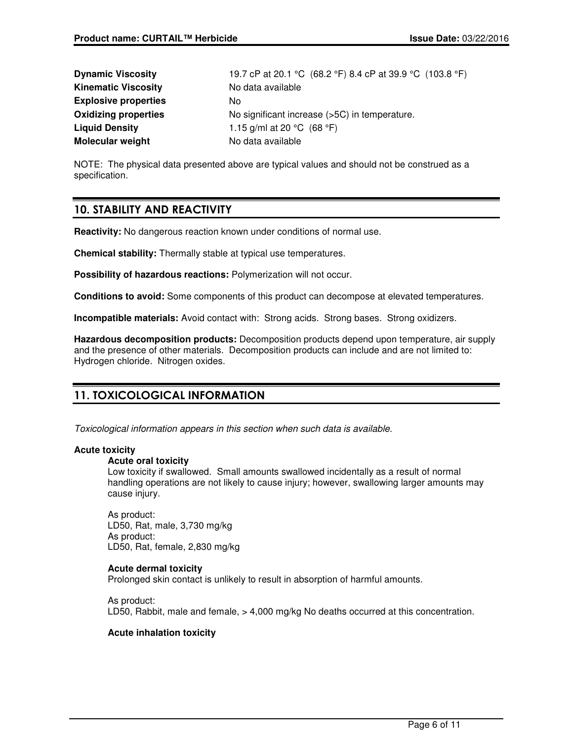| | |
|---|---|
| **Dynamic Viscosity** | 19.7 cP at 20.1 °C (68.2 °F) 8.4 cP at 39.9 °C (103.8 °F) |
| **Kinematic Viscosity** | No data available |
| **Explosive properties** | No |
| **Oxidizing properties** | No significant increase (>5C) in temperature. |
| **Liquid Density** | 1.15 g/ml at 20 °C (68 °F) |
| **Molecular weight** | No data available |

NOTE: The physical data presented above are typical values and should not be construed as a specification.

## 10. STABILITY AND REACTIVITY

**Reactivity:** No dangerous reaction known under conditions of normal use.

**Chemical stability:** Thermally stable at typical use temperatures.

**Possibility of hazardous reactions:** Polymerization will not occur.

**Conditions to avoid:** Some components of this product can decompose at elevated temperatures.

**Incompatible materials:** Avoid contact with: Strong acids. Strong bases. Strong oxidizers.

**Hazardous decomposition products:** Decomposition products depend upon temperature, air supply and the presence of other materials. Decomposition products can include and are not limited to: Hydrogen chloride. Nitrogen oxides.

## 11. TOXICOLOGICAL INFORMATION

*Toxicological information appears in this section when such data is available.*

**Acute toxicity**

**Acute oral toxicity**

Low toxicity if swallowed. Small amounts swallowed incidentally as a result of normal handling operations are not likely to cause injury; however, swallowing larger amounts may cause injury.

As product:
LD50, Rat, male, 3,730 mg/kg
As product:
LD50, Rat, female, 2,830 mg/kg

**Acute dermal toxicity**

Prolonged skin contact is unlikely to result in absorption of harmful amounts.

As product:
LD50, Rabbit, male and female, > 4,000 mg/kg No deaths occurred at this concentration.

**Acute inhalation toxicity**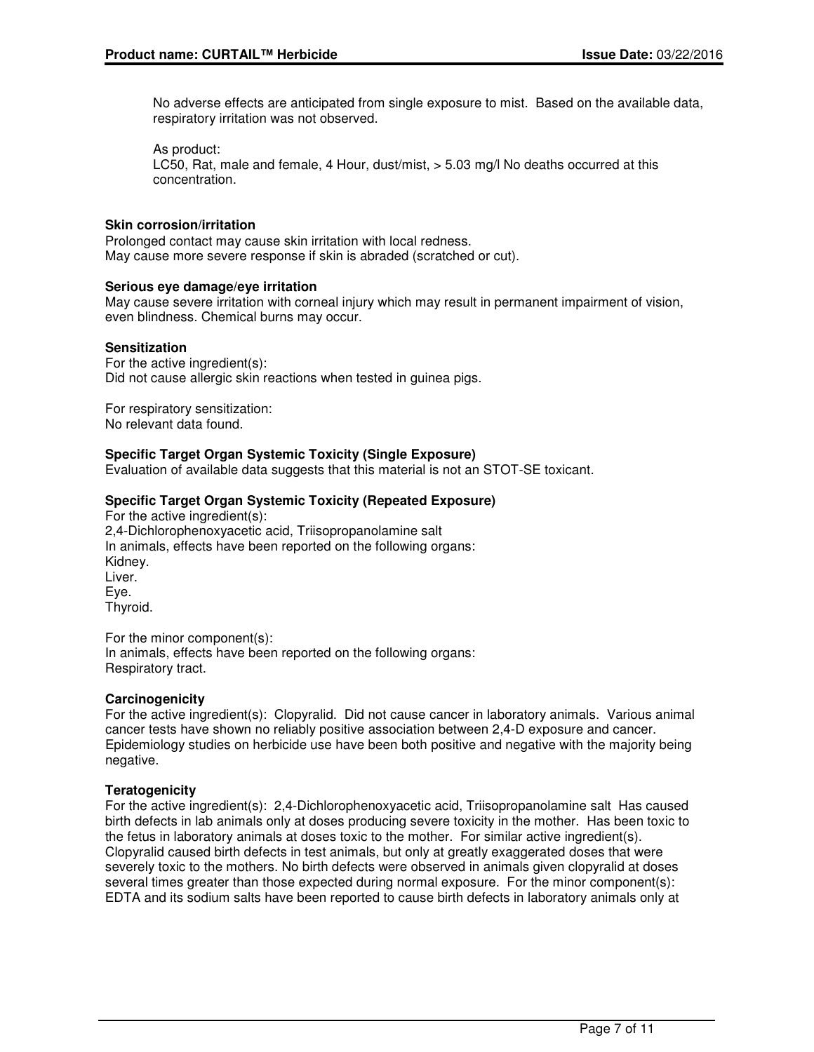No adverse effects are anticipated from single exposure to mist. Based on the available data, respiratory irritation was not observed.

As product:
LC50, Rat, male and female, 4 Hour, dust/mist, > 5.03 mg/l No deaths occurred at this concentration.

**Skin corrosion/irritation**
Prolonged contact may cause skin irritation with local redness.
May cause more severe response if skin is abraded (scratched or cut).

**Serious eye damage/eye irritation**
May cause severe irritation with corneal injury which may result in permanent impairment of vision, even blindness. Chemical burns may occur.

**Sensitization**
For the active ingredient(s):
Did not cause allergic skin reactions when tested in guinea pigs.

For respiratory sensitization:
No relevant data found.

**Specific Target Organ Systemic Toxicity (Single Exposure)**
Evaluation of available data suggests that this material is not an STOT-SE toxicant.

**Specific Target Organ Systemic Toxicity (Repeated Exposure)**
For the active ingredient(s):
2,4-Dichlorophenoxyacetic acid, Triisopropanolamine salt
In animals, effects have been reported on the following organs:
Kidney.
Liver.
Eye.
Thyroid.

For the minor component(s):
In animals, effects have been reported on the following organs:
Respiratory tract.

**Carcinogenicity**
For the active ingredient(s): Clopyralid. Did not cause cancer in laboratory animals. Various animal cancer tests have shown no reliably positive association between 2,4-D exposure and cancer. Epidemiology studies on herbicide use have been both positive and negative with the majority being negative.

**Teratogenicity**
For the active ingredient(s): 2,4-Dichlorophenoxyacetic acid, Triisopropanolamine salt Has caused birth defects in lab animals only at doses producing severe toxicity in the mother. Has been toxic to the fetus in laboratory animals at doses toxic to the mother. For similar active ingredient(s). Clopyralid caused birth defects in test animals, but only at greatly exaggerated doses that were severely toxic to the mothers. No birth defects were observed in animals given clopyralid at doses several times greater than those expected during normal exposure. For the minor component(s): EDTA and its sodium salts have been reported to cause birth defects in laboratory animals only at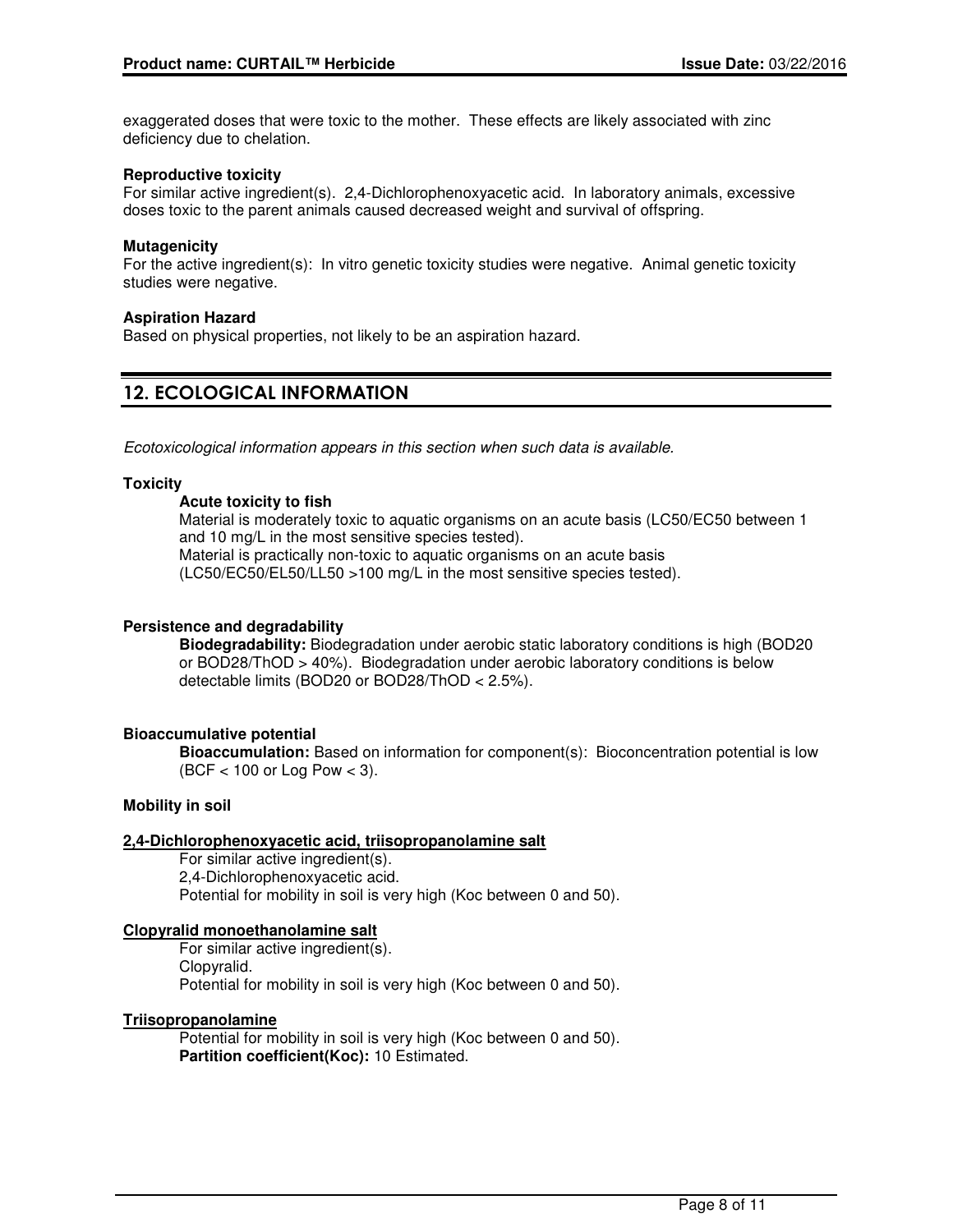exaggerated doses that were toxic to the mother. These effects are likely associated with zinc deficiency due to chelation.

**Reproductive toxicity**
For similar active ingredient(s). 2,4-Dichlorophenoxyacetic acid. In laboratory animals, excessive doses toxic to the parent animals caused decreased weight and survival of offspring.

**Mutagenicity**
For the active ingredient(s): In vitro genetic toxicity studies were negative. Animal genetic toxicity studies were negative.

**Aspiration Hazard**
Based on physical properties, not likely to be an aspiration hazard.

## 12. ECOLOGICAL INFORMATION

*Ecotoxicological information appears in this section when such data is available.*

**Toxicity**

**Acute toxicity to fish**
Material is moderately toxic to aquatic organisms on an acute basis (LC50/EC50 between 1 and 10 mg/L in the most sensitive species tested).
Material is practically non-toxic to aquatic organisms on an acute basis (LC50/EC50/EL50/LL50 >100 mg/L in the most sensitive species tested).

**Persistence and degradability**

**Biodegradability:** Biodegradation under aerobic static laboratory conditions is high (BOD20 or BOD28/ThOD > 40%). Biodegradation under aerobic laboratory conditions is below detectable limits (BOD20 or BOD28/ThOD < 2.5%).

**Bioaccumulative potential**

**Bioaccumulation:** Based on information for component(s): Bioconcentration potential is low (BCF < 100 or Log Pow < 3).

**Mobility in soil**

**2,4-Dichlorophenoxyacetic acid, triisopropanolamine salt**
For similar active ingredient(s).
2,4-Dichlorophenoxyacetic acid.
Potential for mobility in soil is very high (Koc between 0 and 50).

**Clopyralid monoethanolamine salt**
For similar active ingredient(s).
Clopyralid.
Potential for mobility in soil is very high (Koc between 0 and 50).

**Triisopropanolamine**
Potential for mobility in soil is very high (Koc between 0 and 50).
**Partition coefficient(Koc):** 10 Estimated.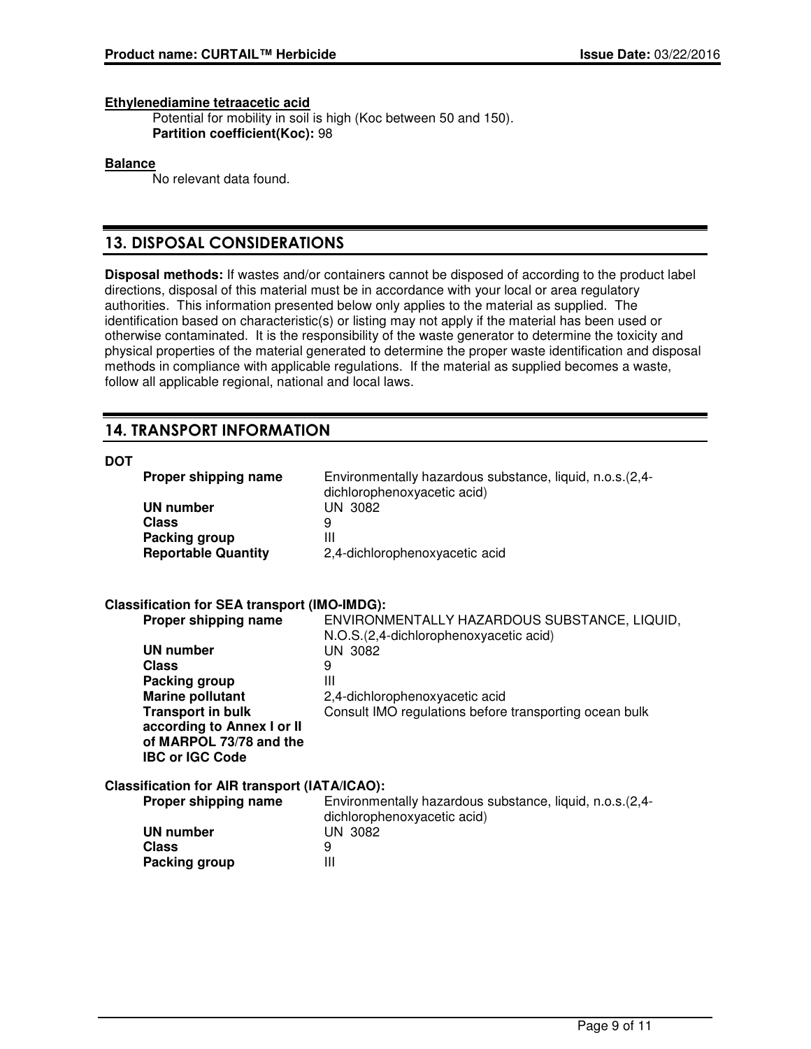**Ethylenediamine tetraacetic acid**

Potential for mobility in soil is high (Koc between 50 and 150).
**Partition coefficient(Koc):** 98

**Balance**

No relevant data found.

## 13. DISPOSAL CONSIDERATIONS

**Disposal methods:** If wastes and/or containers cannot be disposed of according to the product label directions, disposal of this material must be in accordance with your local or area regulatory authorities. This information presented below only applies to the material as supplied. The identification based on characteristic(s) or listing may not apply if the material has been used or otherwise contaminated. It is the responsibility of the waste generator to determine the toxicity and physical properties of the material generated to determine the proper waste identification and disposal methods in compliance with applicable regulations. If the material as supplied becomes a waste, follow all applicable regional, national and local laws.

## 14. TRANSPORT INFORMATION

**DOT**

| | |
|---|---|
| **Proper shipping name** | Environmentally hazardous substance, liquid, n.o.s.(2,4-dichlorophenoxyacetic acid) |
| **UN number** | UN 3082 |
| **Class** | 9 |
| **Packing group** | III |
| **Reportable Quantity** | 2,4-dichlorophenoxyacetic acid |

**Classification for SEA transport (IMO-IMDG):**

| | |
|---|---|
| **Proper shipping name** | ENVIRONMENTALLY HAZARDOUS SUBSTANCE, LIQUID, N.O.S.(2,4-dichlorophenoxyacetic acid) |
| **UN number** | UN 3082 |
| **Class** | 9 |
| **Packing group** | III |
| **Marine pollutant** | 2,4-dichlorophenoxyacetic acid |
| **Transport in bulk according to Annex I or II of MARPOL 73/78 and the IBC or IGC Code** | Consult IMO regulations before transporting ocean bulk |

**Classification for AIR transport (IATA/ICAO):**

| | |
|---|---|
| **Proper shipping name** | Environmentally hazardous substance, liquid, n.o.s.(2,4-dichlorophenoxyacetic acid) |
| **UN number** | UN 3082 |
| **Class** | 9 |
| **Packing group** | III |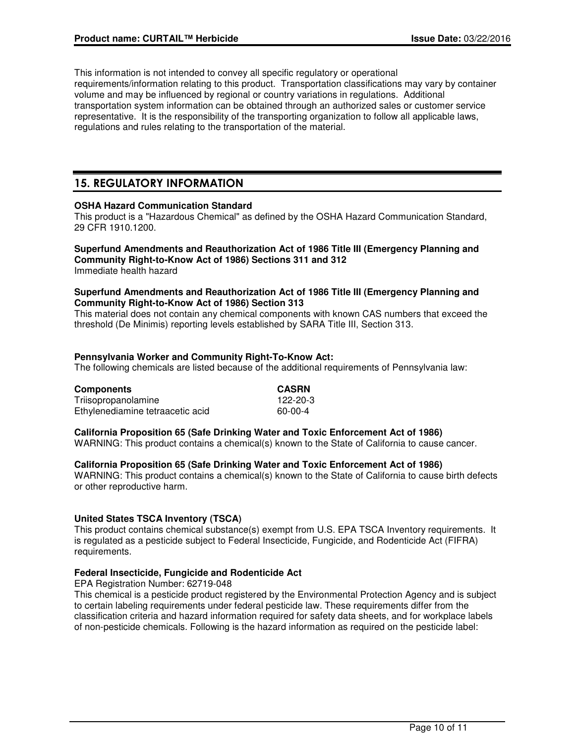This information is not intended to convey all specific regulatory or operational requirements/information relating to this product. Transportation classifications may vary by container volume and may be influenced by regional or country variations in regulations. Additional transportation system information can be obtained through an authorized sales or customer service representative. It is the responsibility of the transporting organization to follow all applicable laws, regulations and rules relating to the transportation of the material.

## 15. REGULATORY INFORMATION

**OSHA Hazard Communication Standard**
This product is a "Hazardous Chemical" as defined by the OSHA Hazard Communication Standard, 29 CFR 1910.1200.

**Superfund Amendments and Reauthorization Act of 1986 Title III (Emergency Planning and Community Right-to-Know Act of 1986) Sections 311 and 312**
Immediate health hazard

**Superfund Amendments and Reauthorization Act of 1986 Title III (Emergency Planning and Community Right-to-Know Act of 1986) Section 313**
This material does not contain any chemical components with known CAS numbers that exceed the threshold (De Minimis) reporting levels established by SARA Title III, Section 313.

**Pennsylvania Worker and Community Right-To-Know Act:**
The following chemicals are listed because of the additional requirements of Pennsylvania law:

| Components | CASRN |
|---|---|
| Triisopropanolamine | 122-20-3 |
| Ethylenediamine tetraacetic acid | 60-00-4 |

**California Proposition 65 (Safe Drinking Water and Toxic Enforcement Act of 1986)**
WARNING: This product contains a chemical(s) known to the State of California to cause cancer.

**California Proposition 65 (Safe Drinking Water and Toxic Enforcement Act of 1986)**
WARNING: This product contains a chemical(s) known to the State of California to cause birth defects or other reproductive harm.

**United States TSCA Inventory (TSCA)**
This product contains chemical substance(s) exempt from U.S. EPA TSCA Inventory requirements. It is regulated as a pesticide subject to Federal Insecticide, Fungicide, and Rodenticide Act (FIFRA) requirements.

**Federal Insecticide, Fungicide and Rodenticide Act**
EPA Registration Number: 62719-048
This chemical is a pesticide product registered by the Environmental Protection Agency and is subject to certain labeling requirements under federal pesticide law. These requirements differ from the classification criteria and hazard information required for safety data sheets, and for workplace labels of non-pesticide chemicals. Following is the hazard information as required on the pesticide label: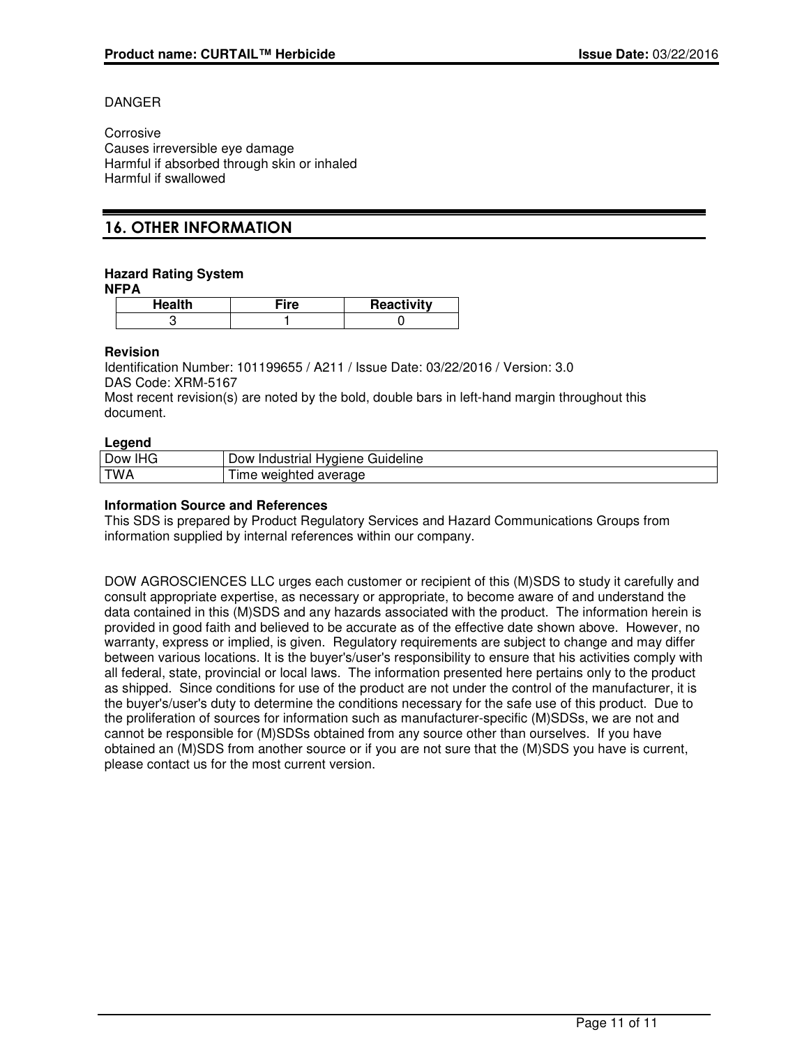DANGER

Corrosive
Causes irreversible eye damage
Harmful if absorbed through skin or inhaled
Harmful if swallowed

## 16. OTHER INFORMATION

**Hazard Rating System**
**NFPA**

| Health | Fire | Reactivity |
|---|---|---|
| 3 | 1 | 0 |

**Revision**
Identification Number: 101199655 / A211 / Issue Date: 03/22/2016 / Version: 3.0
DAS Code: XRM-5167
Most recent revision(s) are noted by the bold, double bars in left-hand margin throughout this document.

**Legend**

| | |
|---|---|
| Dow IHG | Dow Industrial Hygiene Guideline |
| TWA | Time weighted average |

**Information Source and References**
This SDS is prepared by Product Regulatory Services and Hazard Communications Groups from information supplied by internal references within our company.

DOW AGROSCIENCES LLC urges each customer or recipient of this (M)SDS to study it carefully and consult appropriate expertise, as necessary or appropriate, to become aware of and understand the data contained in this (M)SDS and any hazards associated with the product. The information herein is provided in good faith and believed to be accurate as of the effective date shown above. However, no warranty, express or implied, is given. Regulatory requirements are subject to change and may differ between various locations. It is the buyer's/user's responsibility to ensure that his activities comply with all federal, state, provincial or local laws. The information presented here pertains only to the product as shipped. Since conditions for use of the product are not under the control of the manufacturer, it is the buyer's/user's duty to determine the conditions necessary for the safe use of this product. Due to the proliferation of sources for information such as manufacturer-specific (M)SDSs, we are not and cannot be responsible for (M)SDSs obtained from any source other than ourselves. If you have obtained an (M)SDS from another source or if you are not sure that the (M)SDS you have is current, please contact us for the most current version.